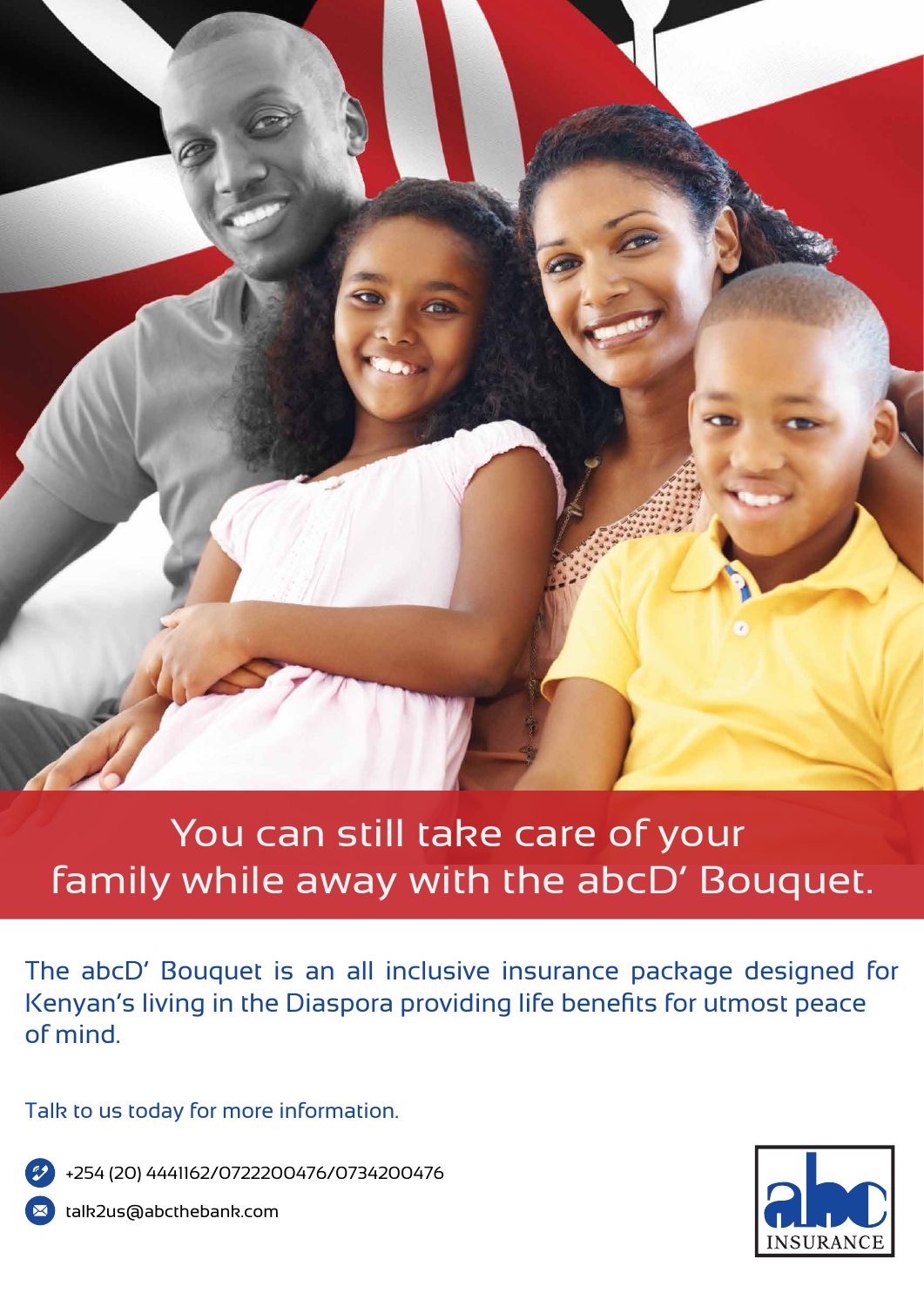# You can still take care of your family while away with the abcD' Bouquet.

The abcD' Bouquet is an all inclusive insurance package designed for Kenyan's living in the Diaspora providing life benefits for utmost peace of mind.

Talk to us today for more information.

+254 (20) 4441162/0722200476/0734200476

talk2us@abcthebank.com

abc INSURANCE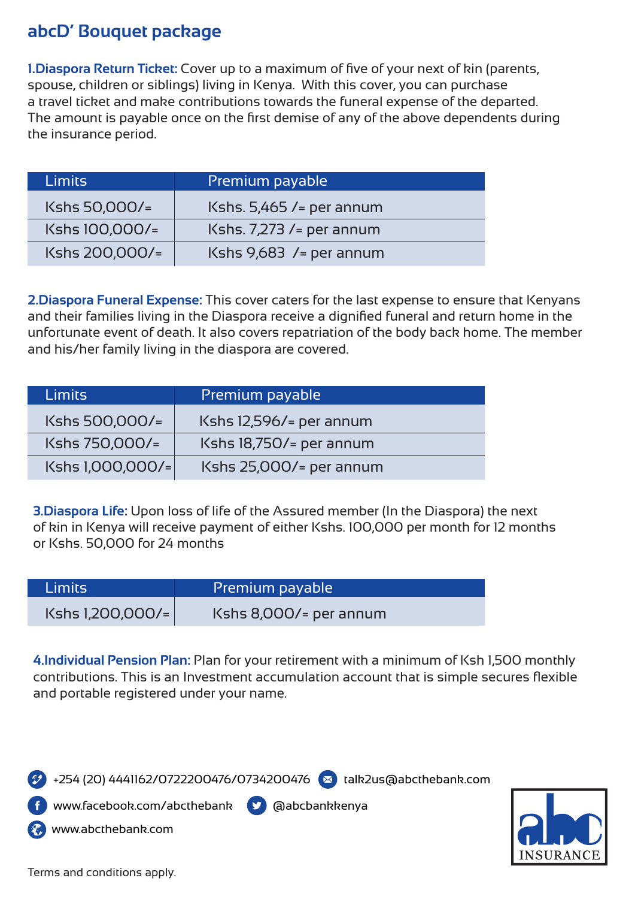## abcD' Bouquet package

**1.Diaspora Return Ticket:** Cover up to a maximum of five of your next of kin (parents, spouse, children or siblings) living in Kenya. With this cover, you can purchase a travel ticket and make contributions towards the funeral expense of the departed. The amount is payable once on the first demise of any of the above dependents during the insurance period.

| Limits | Premium payable |
|---|---|
| Kshs 50,000/= | Kshs. 5,465 /= per annum |
| Kshs 100,000/= | Kshs. 7,273 /= per annum |
| Kshs 200,000/= | Kshs 9,683 /= per annum |

**2.Diaspora Funeral Expense:** This cover caters for the last expense to ensure that Kenyans and their families living in the Diaspora receive a dignified funeral and return home in the unfortunate event of death. It also covers repatriation of the body back home. The member and his/her family living in the diaspora are covered.

| Limits | Premium payable |
|---|---|
| Kshs 500,000/= | Kshs 12,596/= per annum |
| Kshs 750,000/= | Kshs 18,750/= per annum |
| Kshs 1,000,000/= | Kshs 25,000/= per annum |

**3.Diaspora Life:** Upon loss of life of the Assured member (In the Diaspora) the next of kin in Kenya will receive payment of either Kshs. 100,000 per month for 12 months or Kshs. 50,000 for 24 months

| Limits | Premium payable |
|---|---|
| Kshs 1,200,000/= | Kshs 8,000/= per annum |

**4.Individual Pension Plan:** Plan for your retirement with a minimum of Ksh 1,500 monthly contributions. This is an Investment accumulation account that is simple secures flexible and portable registered under your name.

+254 (20) 4441162/0722200476/0734200476

talk2us@abcthebank.com

www.facebook.com/abcthebank

@abcbankkenya

www.abcthebank.com

abc INSURANCE

Terms and conditions apply.